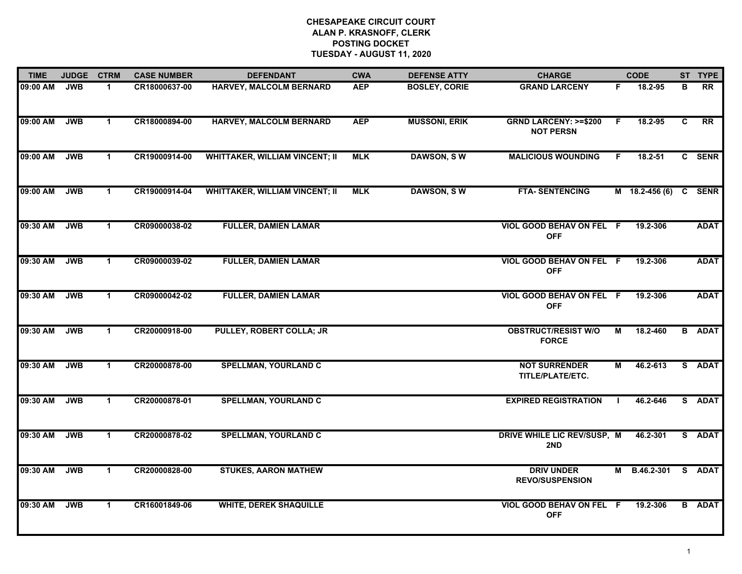# CHESAPEAKE CIRCUIT COURT
## ALAN P. KRASNOFF, CLERK
## POSTING DOCKET
## TUESDAY - AUGUST 11, 2020

| TIME | JUDGE | CTRM | CASE NUMBER | DEFENDANT | CWA | DEFENSE ATTY | CHARGE | | CODE | ST | TYPE |
|---|---|---|---|---|---|---|---|---|---|---|---|
| 09:00 AM | JWB | 1 | CR18000637-00 | HARVEY, MALCOLM BERNARD | AEP | BOSLEY, CORIE | GRAND LARCENY | F | 18.2-95 | B | RR |
| 09:00 AM | JWB | 1 | CR18000894-00 | HARVEY, MALCOLM BERNARD | AEP | MUSSONI, ERIK | GRND LARCENY: >=$200 NOT PERSN | F | 18.2-95 | C | RR |
| 09:00 AM | JWB | 1 | CR19000914-00 | WHITTAKER, WILLIAM VINCENT; II | MLK | DAWSON, S W | MALICIOUS WOUNDING | F | 18.2-51 | C | SENR |
| 09:00 AM | JWB | 1 | CR19000914-04 | WHITTAKER, WILLIAM VINCENT; II | MLK | DAWSON, S W | FTA- SENTENCING | M | 18.2-456 (6) | C | SENR |
| 09:30 AM | JWB | 1 | CR09000038-02 | FULLER, DAMIEN LAMAR | | | VIOL GOOD BEHAV ON FEL OFF | F | 19.2-306 | | ADAT |
| 09:30 AM | JWB | 1 | CR09000039-02 | FULLER, DAMIEN LAMAR | | | VIOL GOOD BEHAV ON FEL OFF | F | 19.2-306 | | ADAT |
| 09:30 AM | JWB | 1 | CR09000042-02 | FULLER, DAMIEN LAMAR | | | VIOL GOOD BEHAV ON FEL OFF | F | 19.2-306 | | ADAT |
| 09:30 AM | JWB | 1 | CR20000918-00 | PULLEY, ROBERT COLLA; JR | | | OBSTRUCT/RESIST W/O FORCE | M | 18.2-460 | B | ADAT |
| 09:30 AM | JWB | 1 | CR20000878-00 | SPELLMAN, YOURLAND C | | | NOT SURRENDER TITLE/PLATE/ETC. | M | 46.2-613 | S | ADAT |
| 09:30 AM | JWB | 1 | CR20000878-01 | SPELLMAN, YOURLAND C | | | EXPIRED REGISTRATION | I | 46.2-646 | S | ADAT |
| 09:30 AM | JWB | 1 | CR20000878-02 | SPELLMAN, YOURLAND C | | | DRIVE WHILE LIC REV/SUSP, 2ND | M | 46.2-301 | S | ADAT |
| 09:30 AM | JWB | 1 | CR20000828-00 | STUKES, AARON MATHEW | | | DRIV UNDER REVO/SUSPENSION | M | B.46.2-301 | S | ADAT |
| 09:30 AM | JWB | 1 | CR16001849-06 | WHITE, DEREK SHAQUILLE | | | VIOL GOOD BEHAV ON FEL OFF | F | 19.2-306 | B | ADAT |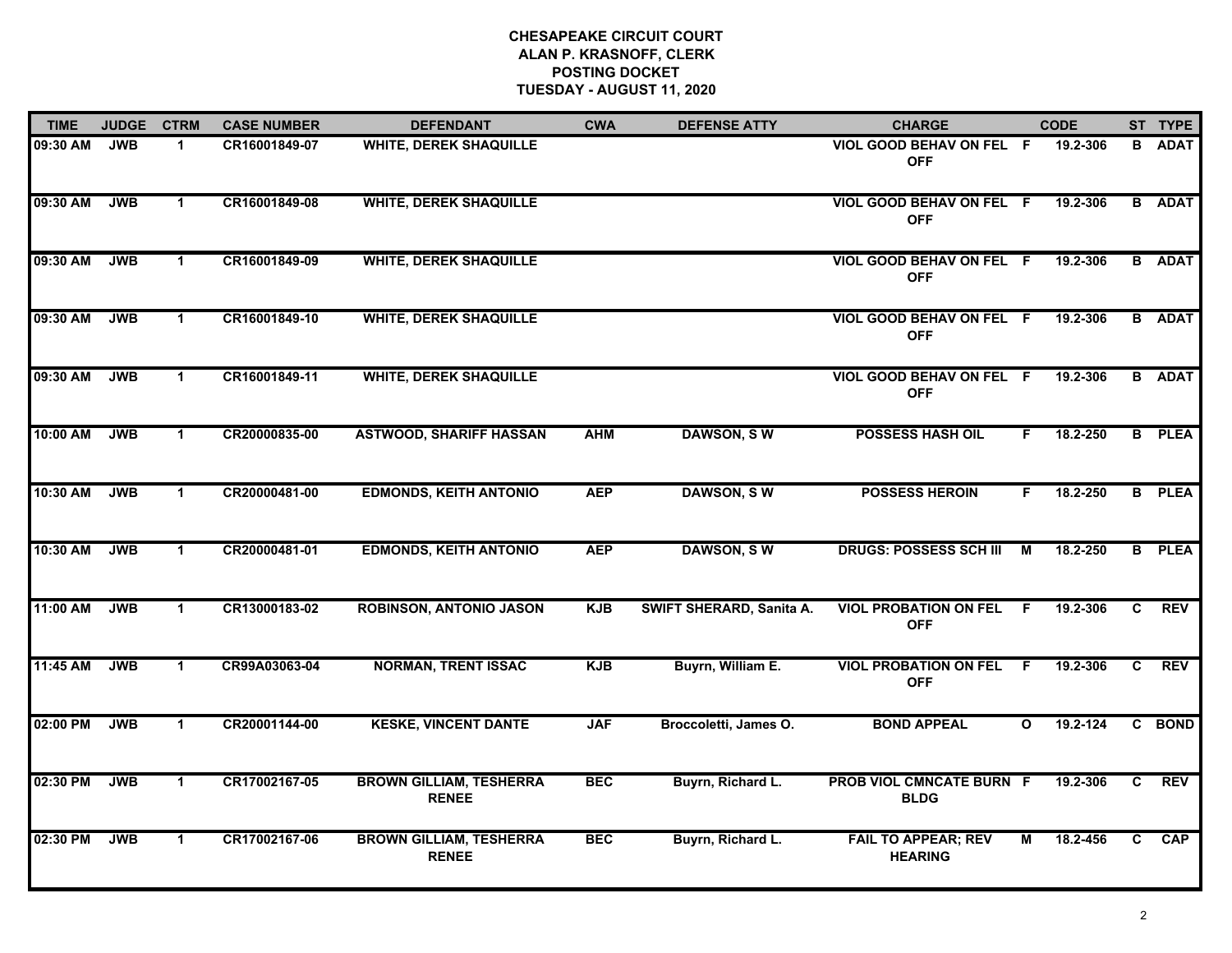# CHESAPEAKE CIRCUIT COURT
## ALAN P. KRASNOFF, CLERK
## POSTING DOCKET
## TUESDAY - AUGUST 11, 2020

| TIME | JUDGE | CTRM | CASE NUMBER | DEFENDANT | CWA | DEFENSE ATTY | CHARGE | | CODE | ST | TYPE |
|---|---|---|---|---|---|---|---|---|---|---|---|
| 09:30 AM | JWB | 1 | CR16001849-07 | WHITE, DEREK SHAQUILLE | | | VIOL GOOD BEHAV ON FEL OFF | F | 19.2-306 | B | ADAT |
| 09:30 AM | JWB | 1 | CR16001849-08 | WHITE, DEREK SHAQUILLE | | | VIOL GOOD BEHAV ON FEL OFF | F | 19.2-306 | B | ADAT |
| 09:30 AM | JWB | 1 | CR16001849-09 | WHITE, DEREK SHAQUILLE | | | VIOL GOOD BEHAV ON FEL OFF | F | 19.2-306 | B | ADAT |
| 09:30 AM | JWB | 1 | CR16001849-10 | WHITE, DEREK SHAQUILLE | | | VIOL GOOD BEHAV ON FEL OFF | F | 19.2-306 | B | ADAT |
| 09:30 AM | JWB | 1 | CR16001849-11 | WHITE, DEREK SHAQUILLE | | | VIOL GOOD BEHAV ON FEL OFF | F | 19.2-306 | B | ADAT |
| 10:00 AM | JWB | 1 | CR20000835-00 | ASTWOOD, SHARIFF HASSAN | AHM | DAWSON, S W | POSSESS HASH OIL | F | 18.2-250 | B | PLEA |
| 10:30 AM | JWB | 1 | CR20000481-00 | EDMONDS, KEITH ANTONIO | AEP | DAWSON, S W | POSSESS HEROIN | F | 18.2-250 | B | PLEA |
| 10:30 AM | JWB | 1 | CR20000481-01 | EDMONDS, KEITH ANTONIO | AEP | DAWSON, S W | DRUGS: POSSESS SCH III | M | 18.2-250 | B | PLEA |
| 11:00 AM | JWB | 1 | CR13000183-02 | ROBINSON, ANTONIO JASON | KJB | SWIFT SHERARD, Sanita A. | VIOL PROBATION ON FEL OFF | F | 19.2-306 | C | REV |
| 11:45 AM | JWB | 1 | CR99A03063-04 | NORMAN, TRENT ISSAC | KJB | Buyrn, William E. | VIOL PROBATION ON FEL OFF | F | 19.2-306 | C | REV |
| 02:00 PM | JWB | 1 | CR20001144-00 | KESKE, VINCENT DANTE | JAF | Broccoletti, James O. | BOND APPEAL | O | 19.2-124 | C | BOND |
| 02:30 PM | JWB | 1 | CR17002167-05 | BROWN GILLIAM, TESHERRA RENEE | BEC | Buyrn, Richard L. | PROB VIOL CMNCATE BURN BLDG | F | 19.2-306 | C | REV |
| 02:30 PM | JWB | 1 | CR17002167-06 | BROWN GILLIAM, TESHERRA RENEE | BEC | Buyrn, Richard L. | FAIL TO APPEAR; REV HEARING | M | 18.2-456 | C | CAP |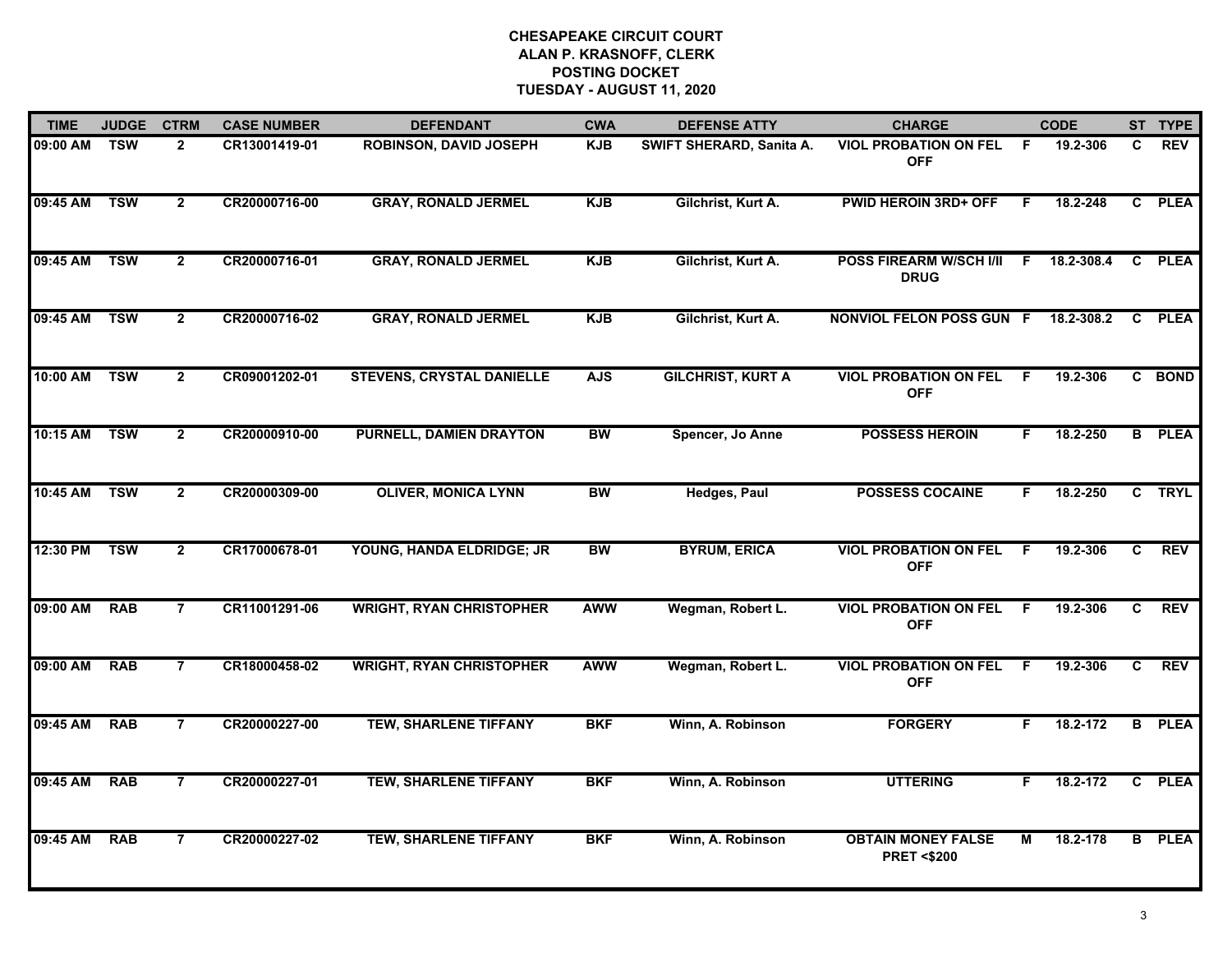# CHESAPEAKE CIRCUIT COURT
## ALAN P. KRASNOFF, CLERK
## POSTING DOCKET
## TUESDAY - AUGUST 11, 2020

| TIME | JUDGE | CTRM | CASE NUMBER | DEFENDANT | CWA | DEFENSE ATTY | CHARGE | | CODE | ST | TYPE |
|---|---|---|---|---|---|---|---|---|---|---|---|
| 09:00 AM | TSW | 2 | CR13001419-01 | ROBINSON, DAVID JOSEPH | KJB | SWIFT SHERARD, Sanita A. | VIOL PROBATION ON FEL OFF | F | 19.2-306 | C | REV |
| 09:45 AM | TSW | 2 | CR20000716-00 | GRAY, RONALD JERMEL | KJB | Gilchrist, Kurt A. | PWID HEROIN 3RD+ OFF | F | 18.2-248 | C | PLEA |
| 09:45 AM | TSW | 2 | CR20000716-01 | GRAY, RONALD JERMEL | KJB | Gilchrist, Kurt A. | POSS FIREARM W/SCH I/II DRUG | F | 18.2-308.4 | C | PLEA |
| 09:45 AM | TSW | 2 | CR20000716-02 | GRAY, RONALD JERMEL | KJB | Gilchrist, Kurt A. | NONVIOL FELON POSS GUN | F | 18.2-308.2 | C | PLEA |
| 10:00 AM | TSW | 2 | CR09001202-01 | STEVENS, CRYSTAL DANIELLE | AJS | GILCHRIST, KURT A | VIOL PROBATION ON FEL OFF | F | 19.2-306 | C | BOND |
| 10:15 AM | TSW | 2 | CR20000910-00 | PURNELL, DAMIEN DRAYTON | BW | Spencer, Jo Anne | POSSESS HEROIN | F | 18.2-250 | B | PLEA |
| 10:45 AM | TSW | 2 | CR20000309-00 | OLIVER, MONICA LYNN | BW | Hedges, Paul | POSSESS COCAINE | F | 18.2-250 | C | TRYL |
| 12:30 PM | TSW | 2 | CR17000678-01 | YOUNG, HANDA ELDRIDGE; JR | BW | BYRUM, ERICA | VIOL PROBATION ON FEL OFF | F | 19.2-306 | C | REV |
| 09:00 AM | RAB | 7 | CR11001291-06 | WRIGHT, RYAN CHRISTOPHER | AWW | Wegman, Robert L. | VIOL PROBATION ON FEL OFF | F | 19.2-306 | C | REV |
| 09:00 AM | RAB | 7 | CR18000458-02 | WRIGHT, RYAN CHRISTOPHER | AWW | Wegman, Robert L. | VIOL PROBATION ON FEL OFF | F | 19.2-306 | C | REV |
| 09:45 AM | RAB | 7 | CR20000227-00 | TEW, SHARLENE TIFFANY | BKF | Winn, A. Robinson | FORGERY | F | 18.2-172 | B | PLEA |
| 09:45 AM | RAB | 7 | CR20000227-01 | TEW, SHARLENE TIFFANY | BKF | Winn, A. Robinson | UTTERING | F | 18.2-172 | C | PLEA |
| 09:45 AM | RAB | 7 | CR20000227-02 | TEW, SHARLENE TIFFANY | BKF | Winn, A. Robinson | OBTAIN MONEY FALSE PRET <$200 | M | 18.2-178 | B | PLEA |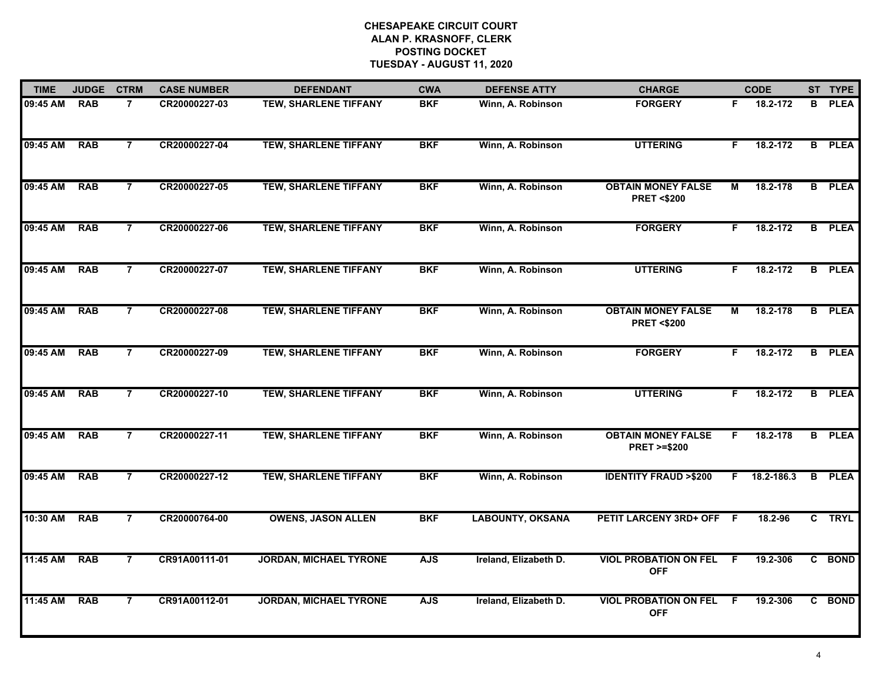# CHESAPEAKE CIRCUIT COURT
## ALAN P. KRASNOFF, CLERK
## POSTING DOCKET
## TUESDAY - AUGUST 11, 2020

| TIME | JUDGE | CTRM | CASE NUMBER | DEFENDANT | CWA | DEFENSE ATTY | CHARGE | | CODE | ST | TYPE |
|---|---|---|---|---|---|---|---|---|---|---|---|
| 09:45 AM | RAB | 7 | CR20000227-03 | TEW, SHARLENE TIFFANY | BKF | Winn, A. Robinson | FORGERY | F | 18.2-172 | B | PLEA |
| 09:45 AM | RAB | 7 | CR20000227-04 | TEW, SHARLENE TIFFANY | BKF | Winn, A. Robinson | UTTERING | F | 18.2-172 | B | PLEA |
| 09:45 AM | RAB | 7 | CR20000227-05 | TEW, SHARLENE TIFFANY | BKF | Winn, A. Robinson | OBTAIN MONEY FALSE PRET <$200 | M | 18.2-178 | B | PLEA |
| 09:45 AM | RAB | 7 | CR20000227-06 | TEW, SHARLENE TIFFANY | BKF | Winn, A. Robinson | FORGERY | F | 18.2-172 | B | PLEA |
| 09:45 AM | RAB | 7 | CR20000227-07 | TEW, SHARLENE TIFFANY | BKF | Winn, A. Robinson | UTTERING | F | 18.2-172 | B | PLEA |
| 09:45 AM | RAB | 7 | CR20000227-08 | TEW, SHARLENE TIFFANY | BKF | Winn, A. Robinson | OBTAIN MONEY FALSE PRET <$200 | M | 18.2-178 | B | PLEA |
| 09:45 AM | RAB | 7 | CR20000227-09 | TEW, SHARLENE TIFFANY | BKF | Winn, A. Robinson | FORGERY | F | 18.2-172 | B | PLEA |
| 09:45 AM | RAB | 7 | CR20000227-10 | TEW, SHARLENE TIFFANY | BKF | Winn, A. Robinson | UTTERING | F | 18.2-172 | B | PLEA |
| 09:45 AM | RAB | 7 | CR20000227-11 | TEW, SHARLENE TIFFANY | BKF | Winn, A. Robinson | OBTAIN MONEY FALSE PRET >=$200 | F | 18.2-178 | B | PLEA |
| 09:45 AM | RAB | 7 | CR20000227-12 | TEW, SHARLENE TIFFANY | BKF | Winn, A. Robinson | IDENTITY FRAUD >$200 | F | 18.2-186.3 | B | PLEA |
| 10:30 AM | RAB | 7 | CR20000764-00 | OWENS, JASON ALLEN | BKF | LABOUNTY, OKSANA | PETIT LARCENY 3RD+ OFF | F | 18.2-96 | C | TRYL |
| 11:45 AM | RAB | 7 | CR91A00111-01 | JORDAN, MICHAEL TYRONE | AJS | Ireland, Elizabeth D. | VIOL PROBATION ON FEL OFF | F | 19.2-306 | C | BOND |
| 11:45 AM | RAB | 7 | CR91A00112-01 | JORDAN, MICHAEL TYRONE | AJS | Ireland, Elizabeth D. | VIOL PROBATION ON FEL OFF | F | 19.2-306 | C | BOND |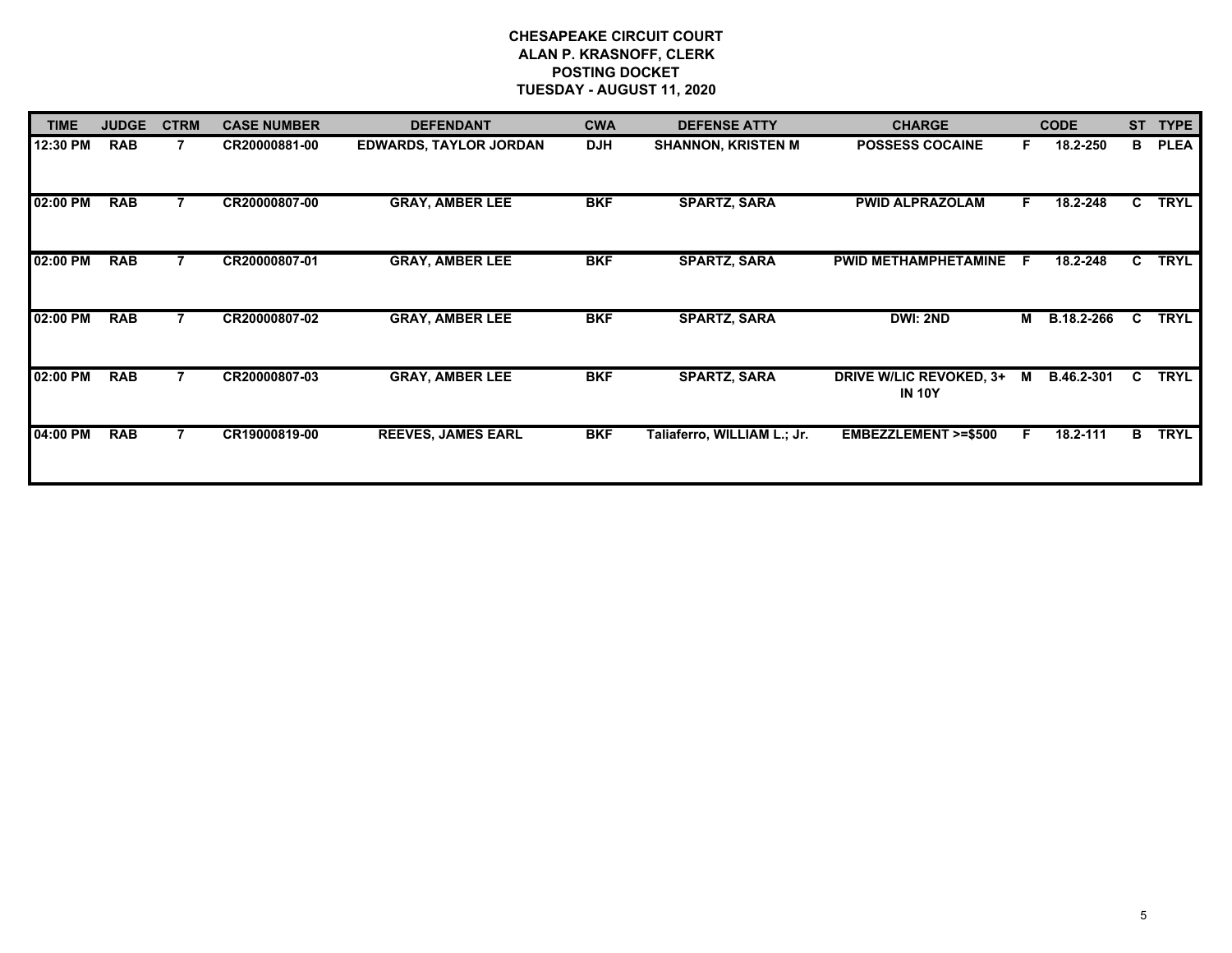**CHESAPEAKE CIRCUIT COURT**
**ALAN P. KRASNOFF, CLERK**
**POSTING DOCKET**
**TUESDAY - AUGUST 11, 2020**

| TIME | JUDGE | CTRM | CASE NUMBER | DEFENDANT | CWA | DEFENSE ATTY | CHARGE | | CODE | ST | TYPE |
|---|---|---|---|---|---|---|---|---|---|---|---|
| 12:30 PM | RAB | 7 | CR20000881-00 | EDWARDS, TAYLOR JORDAN | DJH | SHANNON, KRISTEN M | POSSESS COCAINE | F | 18.2-250 | B | PLEA |
| 02:00 PM | RAB | 7 | CR20000807-00 | GRAY, AMBER LEE | BKF | SPARTZ, SARA | PWID ALPRAZOLAM | F | 18.2-248 | C | TRYL |
| 02:00 PM | RAB | 7 | CR20000807-01 | GRAY, AMBER LEE | BKF | SPARTZ, SARA | PWID METHAMPHETAMINE | F | 18.2-248 | C | TRYL |
| 02:00 PM | RAB | 7 | CR20000807-02 | GRAY, AMBER LEE | BKF | SPARTZ, SARA | DWI: 2ND | M | B.18.2-266 | C | TRYL |
| 02:00 PM | RAB | 7 | CR20000807-03 | GRAY, AMBER LEE | BKF | SPARTZ, SARA | DRIVE W/LIC REVOKED, 3+ IN 10Y | M | B.46.2-301 | C | TRYL |
| 04:00 PM | RAB | 7 | CR19000819-00 | REEVES, JAMES EARL | BKF | Taliaferro, WILLIAM L.; Jr. | EMBEZZLEMENT >=$500 | F | 18.2-111 | B | TRYL |